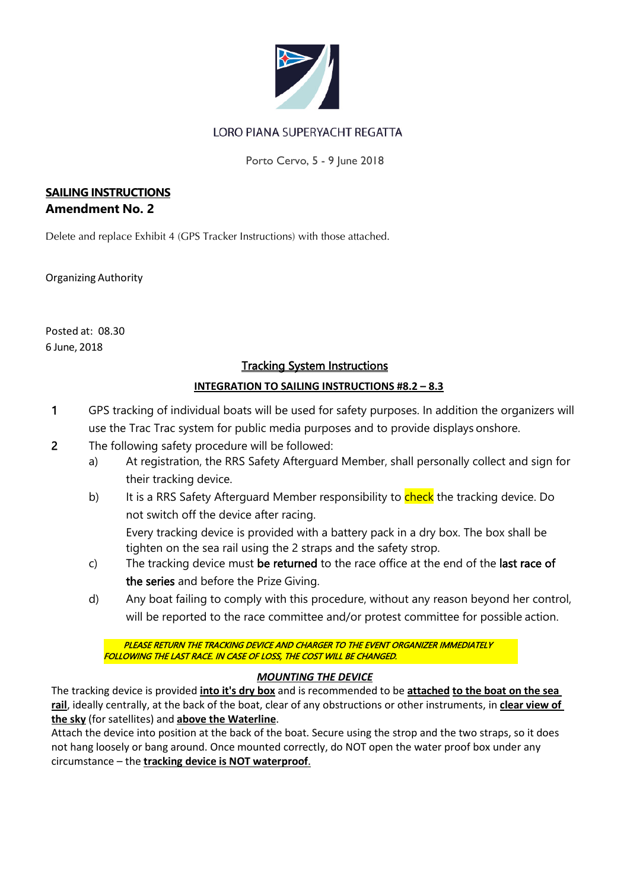LORO PIANA SUPERYACHT REGATTA

Porto Cervo, 5 - 9 June 2018

**SAILING INSTRUCTIONS**

**Amendment No. 2**

Delete and replace Exhibit 4 (GPS Tracker Instructions) with those attached.

Organizing Authority

Posted at: 08.30
6 June, 2018

## Tracking System Instructions

### INTEGRATION TO SAILING INSTRUCTIONS #8.2 – 8.3

1. GPS tracking of individual boats will be used for safety purposes. In addition the organizers will use the Trac Trac system for public media purposes and to provide displays onshore.
2. The following safety procedure will be followed:
   a) At registration, the RRS Safety Afterguard Member, shall personally collect and sign for their tracking device.
   b) It is a RRS Safety Afterguard Member responsibility to check the tracking device. Do not switch off the device after racing.
   Every tracking device is provided with a battery pack in a dry box. The box shall be tighten on the sea rail using the 2 straps and the safety strop.
   c) The tracking device must **be returned** to the race office at the end of the **last race of the series** and before the Prize Giving.
   d) Any boat failing to comply with this procedure, without any reason beyond her control, will be reported to the race committee and/or protest committee for possible action.

***PLEASE RETURN THE TRACKING DEVICE AND CHARGER TO THE EVENT ORGANIZER IMMEDIATELY FOLLOWING THE LAST RACE. IN CASE OF LOSS, THE COST WILL BE CHANGED.***

***MOUNTING THE DEVICE***

The tracking device is provided **into it's dry box** and is recommended to be **attached to the boat on the sea rail**, ideally centrally, at the back of the boat, clear of any obstructions or other instruments, in **clear view of the sky** (for satellites) and **above the Waterline**.
Attach the device into position at the back of the boat. Secure using the strop and the two straps, so it does not hang loosely or bang around. Once mounted correctly, do NOT open the water proof box under any circumstance – the **tracking device is NOT waterproof**.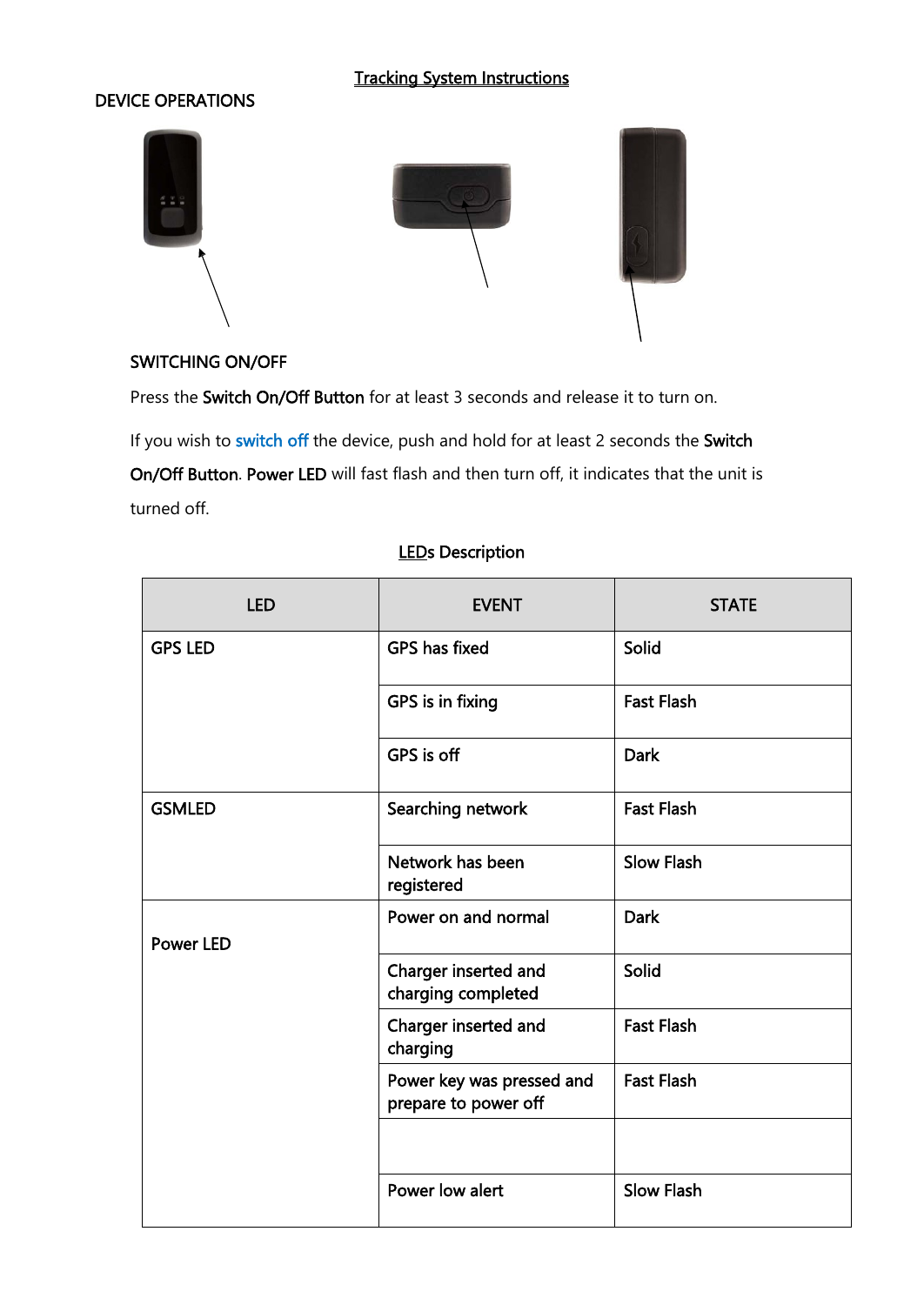## Tracking System Instructions

DEVICE OPERATIONS

SWITCHING ON/OFF

Press the **Switch On/Off Button** for at least 3 seconds and release it to turn on.

If you wish to switch off the device, push and hold for at least 2 seconds the **Switch On/Off Button**. **Power LED** will fast flash and then turn off, it indicates that the unit is turned off.

LEDs Description

| LED | EVENT | STATE |
|---|---|---|
| GPS LED | GPS has fixed | Solid |
| | GPS is in fixing | Fast Flash |
| | GPS is off | Dark |
| GSMLED | Searching network | Fast Flash |
| | Network has been registered | Slow Flash |
| Power LED | Power on and normal | Dark |
| | Charger inserted and charging completed | Solid |
| | Charger inserted and charging | Fast Flash |
| | Power key was pressed and prepare to power off | Fast Flash |
| | | |
| | Power low alert | Slow Flash |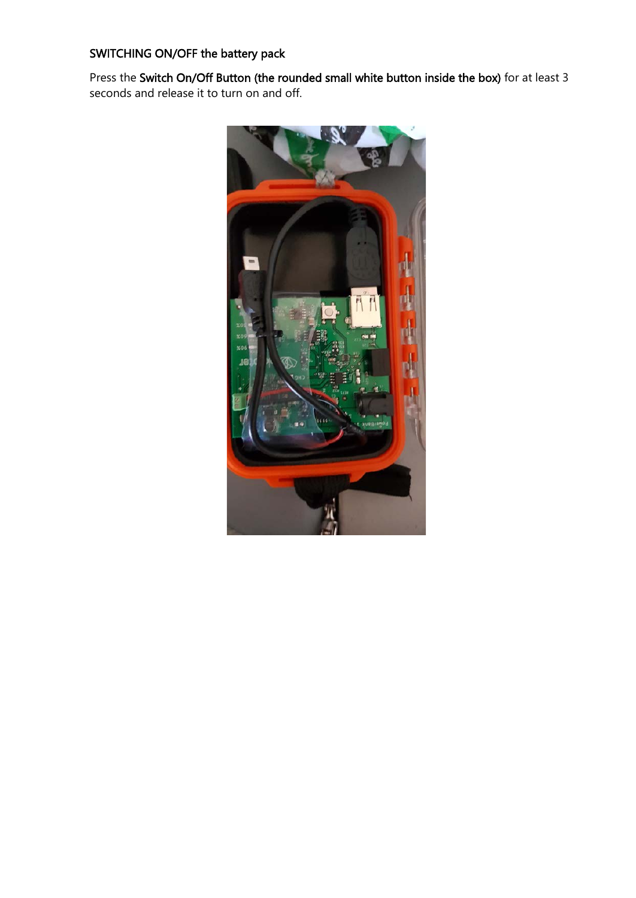SWITCHING ON/OFF the battery pack

Press the **Switch On/Off Button (the rounded small white button inside the box)** for at least 3 seconds and release it to turn on and off.